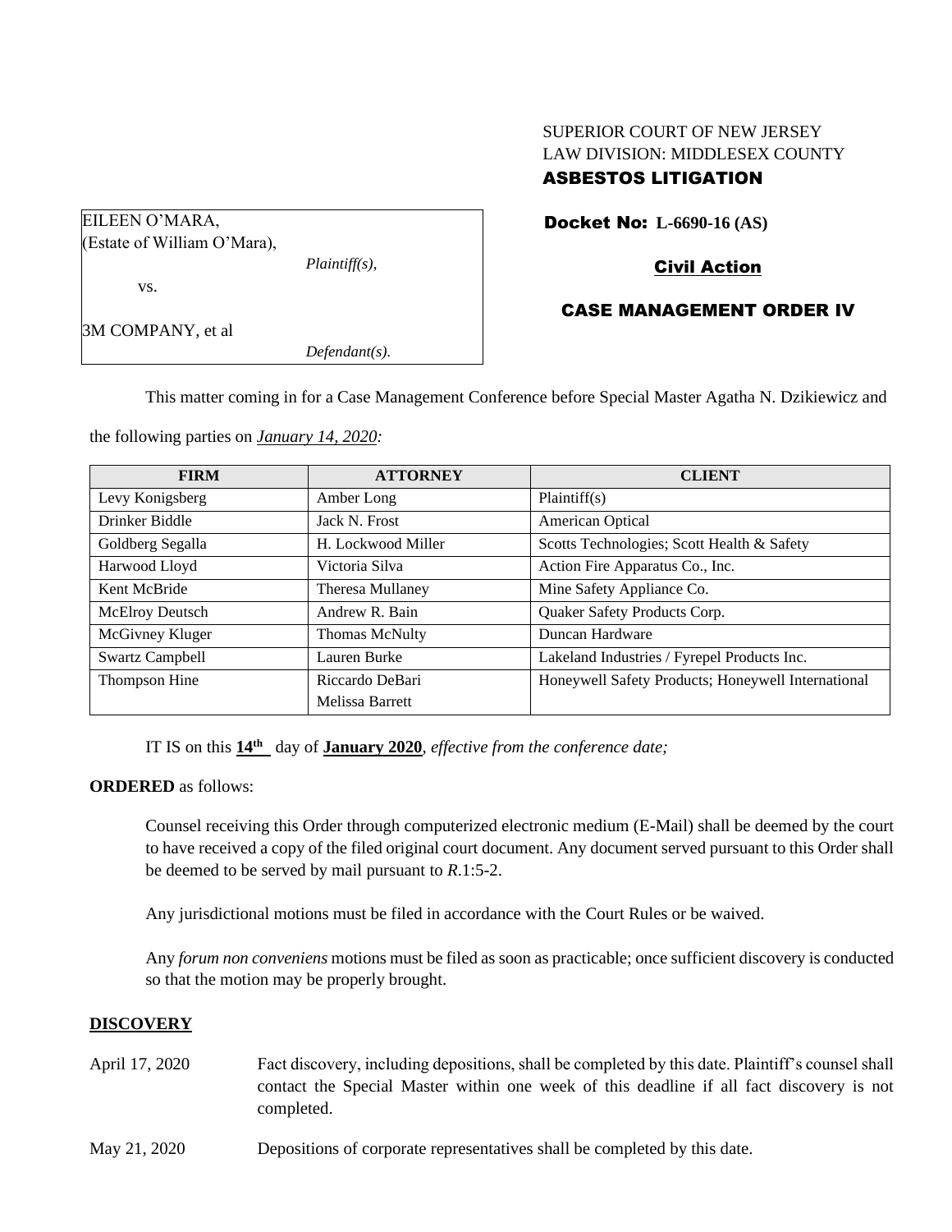SUPERIOR COURT OF NEW JERSEY
LAW DIVISION: MIDDLESEX COUNTY
**ASBESTOS LITIGATION**

EILEEN O'MARA,
(Estate of William O'Mara),
*Plaintiff(s),*

vs.

3M COMPANY, et al
*Defendant(s).*

**Docket No: L-6690-16 (AS)**

**Civil Action**

**CASE MANAGEMENT ORDER IV**

This matter coming in for a Case Management Conference before Special Master Agatha N. Dzikiewicz and the following parties on ***January 14, 2020:***

| FIRM | ATTORNEY | CLIENT |
|---|---|---|
| Levy Konigsberg | Amber Long | Plaintiff(s) |
| Drinker Biddle | Jack N. Frost | American Optical |
| Goldberg Segalla | H. Lockwood Miller | Scotts Technologies; Scott Health & Safety |
| Harwood Lloyd | Victoria Silva | Action Fire Apparatus Co., Inc. |
| Kent McBride | Theresa Mullaney | Mine Safety Appliance Co. |
| McElroy Deutsch | Andrew R. Bain | Quaker Safety Products Corp. |
| McGivney Kluger | Thomas McNulty | Duncan Hardware |
| Swartz Campbell | Lauren Burke | Lakeland Industries / Fyrepel Products Inc. |
| Thompson Hine | Riccardo DeBari<br>Melissa Barrett | Honeywell Safety Products; Honeywell International |

IT IS on this **14th** day of **January 2020**, *effective from the conference date;*

**ORDERED** as follows:

Counsel receiving this Order through computerized electronic medium (E-Mail) shall be deemed by the court to have received a copy of the filed original court document. Any document served pursuant to this Order shall be deemed to be served by mail pursuant to *R*.1:5-2.

Any jurisdictional motions must be filed in accordance with the Court Rules or be waived.

Any *forum non conveniens* motions must be filed as soon as practicable; once sufficient discovery is conducted so that the motion may be properly brought.

## DISCOVERY

April 17, 2020 — Fact discovery, including depositions, shall be completed by this date. Plaintiff's counsel shall contact the Special Master within one week of this deadline if all fact discovery is not completed.

May 21, 2020 — Depositions of corporate representatives shall be completed by this date.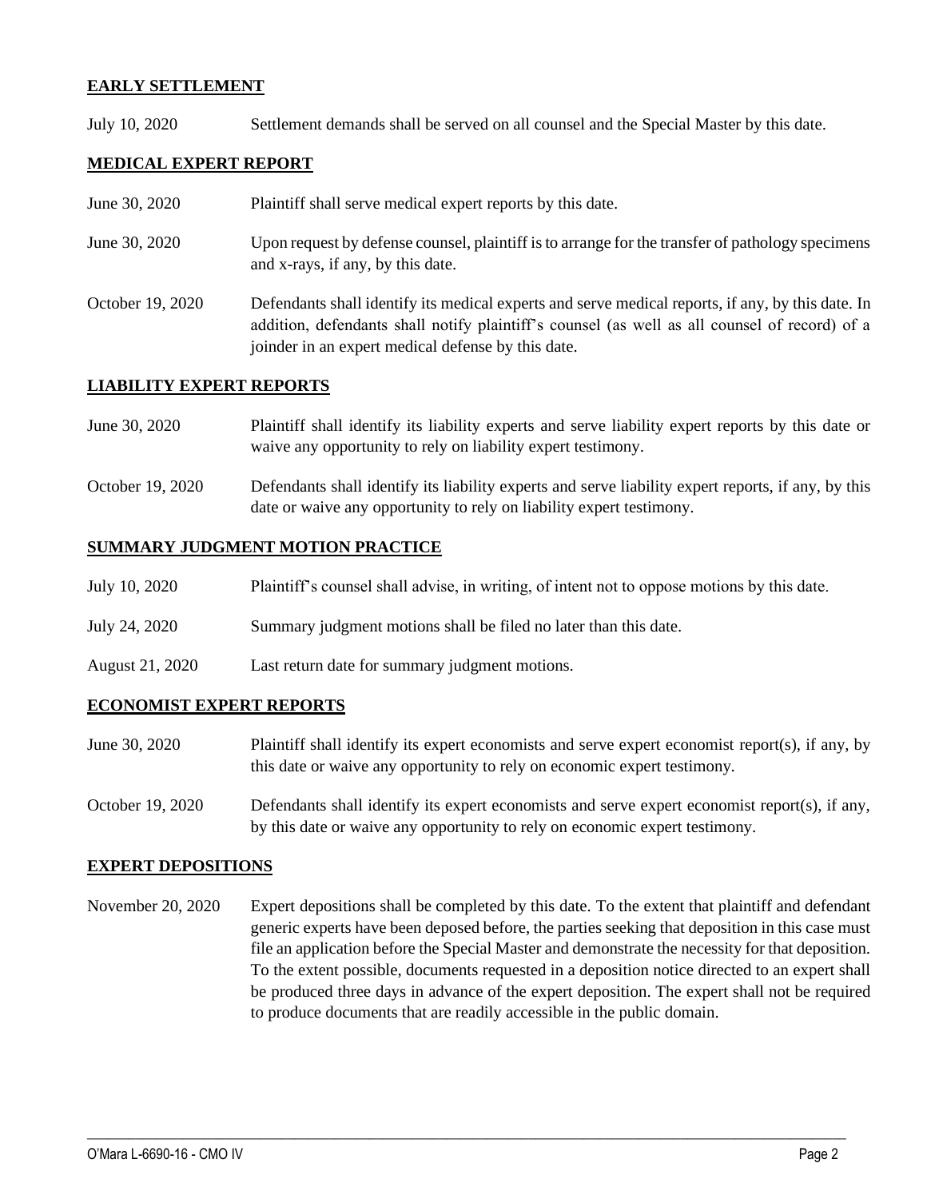**EARLY SETTLEMENT**

July 10, 2020 Settlement demands shall be served on all counsel and the Special Master by this date.

**MEDICAL EXPERT REPORT**

June 30, 2020 Plaintiff shall serve medical expert reports by this date.

June 30, 2020 Upon request by defense counsel, plaintiff is to arrange for the transfer of pathology specimens and x-rays, if any, by this date.

October 19, 2020 Defendants shall identify its medical experts and serve medical reports, if any, by this date. In addition, defendants shall notify plaintiff's counsel (as well as all counsel of record) of a joinder in an expert medical defense by this date.

**LIABILITY EXPERT REPORTS**

June 30, 2020 Plaintiff shall identify its liability experts and serve liability expert reports by this date or waive any opportunity to rely on liability expert testimony.

October 19, 2020 Defendants shall identify its liability experts and serve liability expert reports, if any, by this date or waive any opportunity to rely on liability expert testimony.

**SUMMARY JUDGMENT MOTION PRACTICE**

July 10, 2020 Plaintiff's counsel shall advise, in writing, of intent not to oppose motions by this date.

July 24, 2020 Summary judgment motions shall be filed no later than this date.

August 21, 2020 Last return date for summary judgment motions.

**ECONOMIST EXPERT REPORTS**

June 30, 2020 Plaintiff shall identify its expert economists and serve expert economist report(s), if any, by this date or waive any opportunity to rely on economic expert testimony.

October 19, 2020 Defendants shall identify its expert economists and serve expert economist report(s), if any, by this date or waive any opportunity to rely on economic expert testimony.

**EXPERT DEPOSITIONS**

November 20, 2020 Expert depositions shall be completed by this date. To the extent that plaintiff and defendant generic experts have been deposed before, the parties seeking that deposition in this case must file an application before the Special Master and demonstrate the necessity for that deposition. To the extent possible, documents requested in a deposition notice directed to an expert shall be produced three days in advance of the expert deposition. The expert shall not be required to produce documents that are readily accessible in the public domain.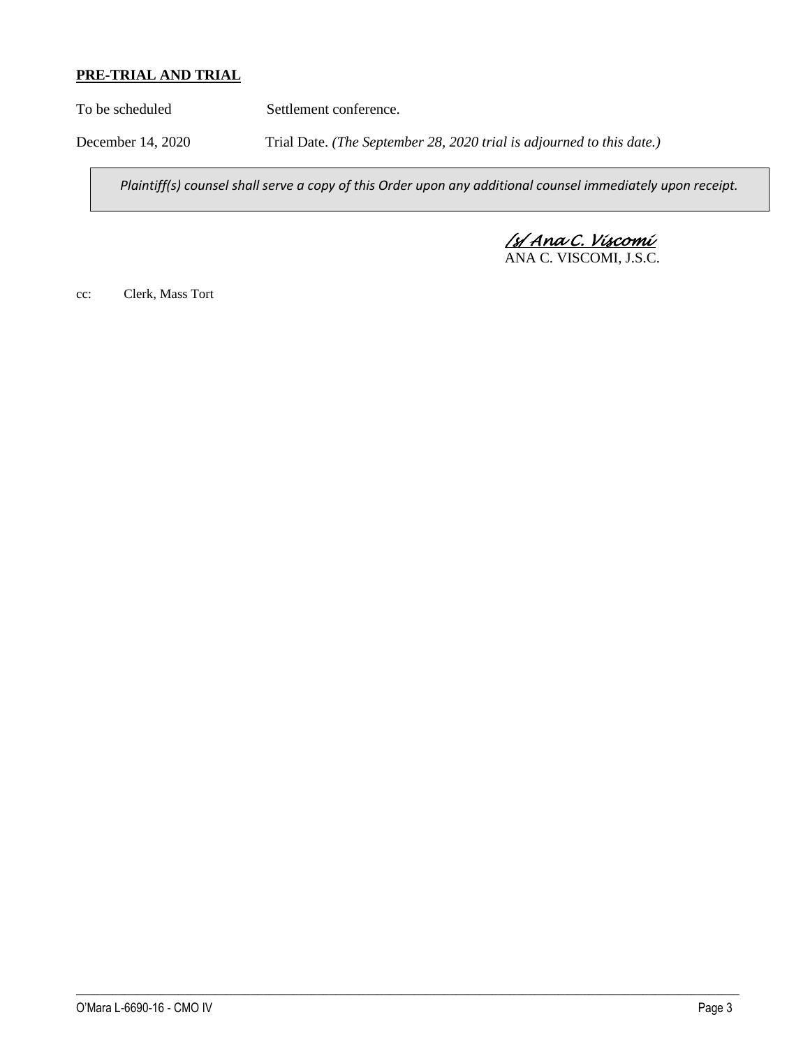**PRE-TRIAL AND TRIAL**

| | |
|---|---|
| To be scheduled | Settlement conference. |
| December 14, 2020 | Trial Date. *(The September 28, 2020 trial is adjourned to this date.)* |

*Plaintiff(s) counsel shall serve a copy of this Order upon any additional counsel immediately upon receipt.*

*/s/ Ana C. Viscomi*
ANA C. VISCOMI, J.S.C.

cc: Clerk, Mass Tort